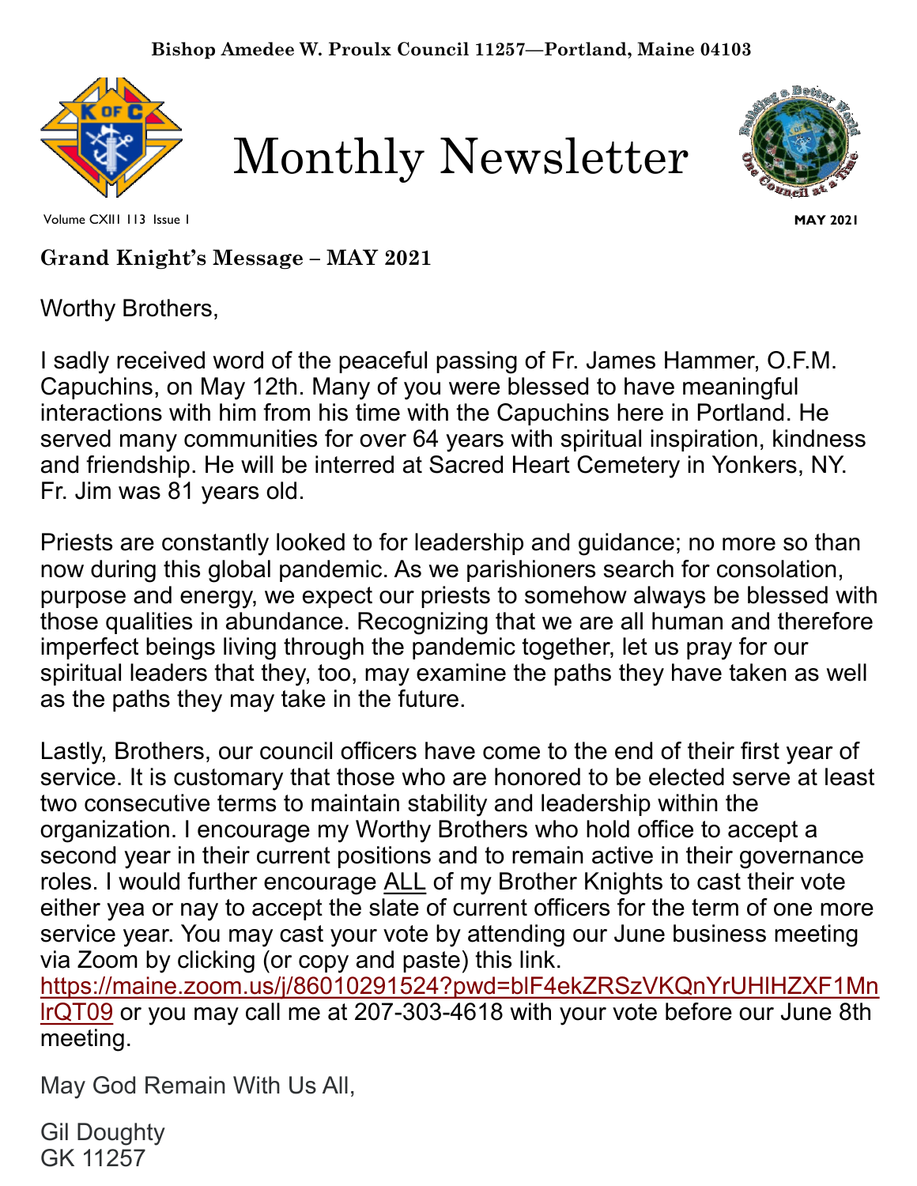Bishop Amedee W. Proulx Council 11257—Portland, Maine 04103

# Monthly Newsletter

Volume CXIII 113 Issue 1

MAY 2021

## Grand Knight's Message – MAY 2021

Worthy Brothers,

I sadly received word of the peaceful passing of Fr. James Hammer, O.F.M. Capuchins, on May 12th. Many of you were blessed to have meaningful interactions with him from his time with the Capuchins here in Portland. He served many communities for over 64 years with spiritual inspiration, kindness and friendship. He will be interred at Sacred Heart Cemetery in Yonkers, NY. Fr. Jim was 81 years old.

Priests are constantly looked to for leadership and guidance; no more so than now during this global pandemic. As we parishioners search for consolation, purpose and energy, we expect our priests to somehow always be blessed with those qualities in abundance. Recognizing that we are all human and therefore imperfect beings living through the pandemic together, let us pray for our spiritual leaders that they, too, may examine the paths they have taken as well as the paths they may take in the future.

Lastly, Brothers, our council officers have come to the end of their first year of service. It is customary that those who are honored to be elected serve at least two consecutive terms to maintain stability and leadership within the organization. I encourage my Worthy Brothers who hold office to accept a second year in their current positions and to remain active in their governance roles. I would further encourage ALL of my Brother Knights to cast their vote either yea or nay to accept the slate of current officers for the term of one more service year. You may cast your vote by attending our June business meeting via Zoom by clicking (or copy and paste) this link. https://maine.zoom.us/j/86010291524?pwd=blF4ekZRSzVKQnYrUHlHZXF1MnlrQT09 or you may call me at 207-303-4618 with your vote before our June 8th meeting.

May God Remain With Us All,

Gil Doughty
GK 11257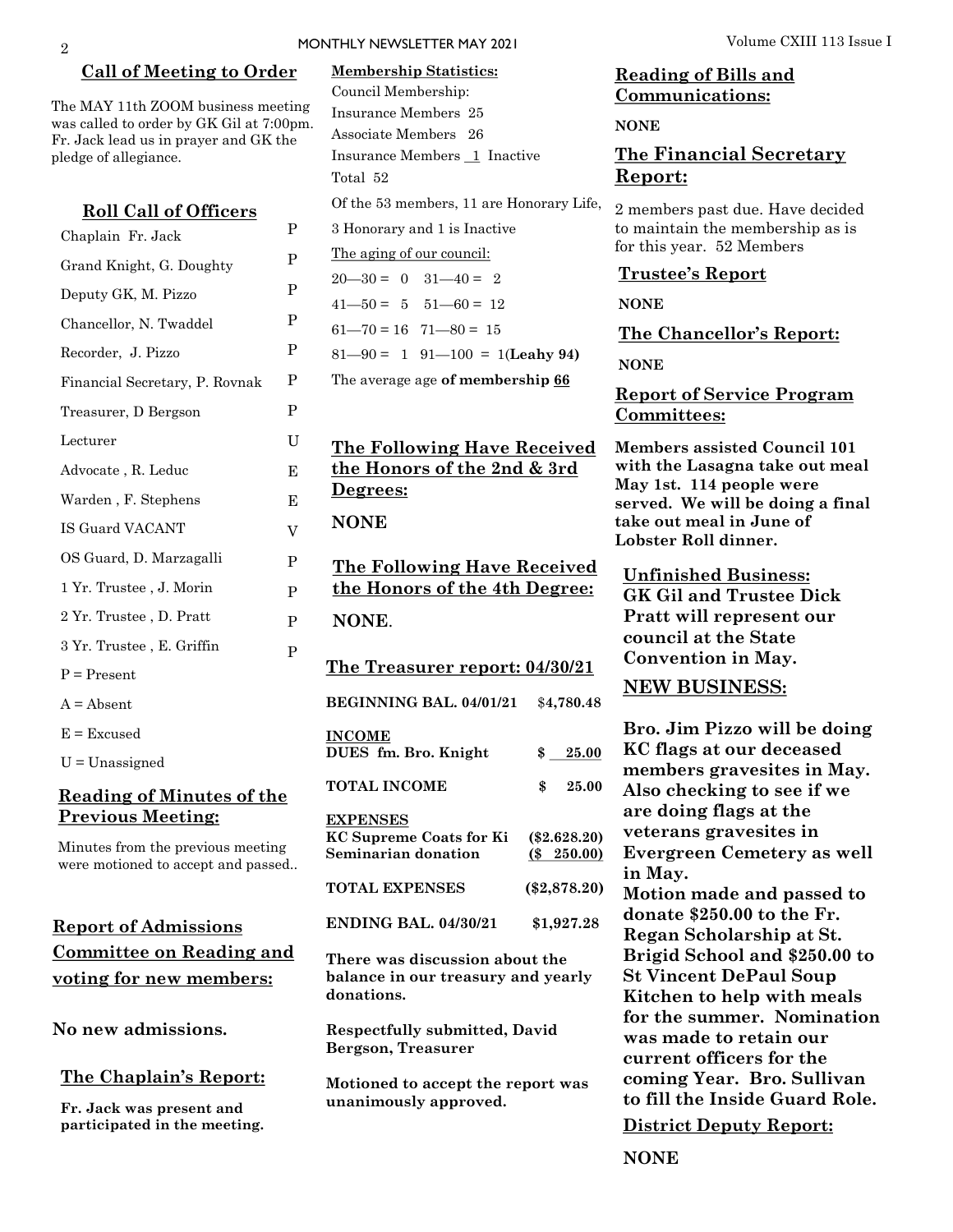## Call of Meeting to Order

The MAY 11th ZOOM business meeting was called to order by GK Gil at 7:00pm. Fr. Jack lead us in prayer and GK the pledge of allegiance.

## Roll Call of Officers

| Officer | Status |
|---|---|
| Chaplain Fr. Jack | P |
| Grand Knight, G. Doughty | P |
| Deputy GK, M. Pizzo | P |
| Chancellor, N. Twaddel | P |
| Recorder, J. Pizzo | P |
| Financial Secretary, P. Rovnak | P |
| Treasurer, D Bergson | P |
| Lecturer | U |
| Advocate , R. Leduc | E |
| Warden , F. Stephens | E |
| IS Guard VACANT | V |
| OS Guard, D. Marzagalli | P |
| 1 Yr. Trustee , J. Morin | P |
| 2 Yr. Trustee , D. Pratt | P |
| 3 Yr. Trustee , E. Griffin | P |

P = Present

A = Absent

E = Excused

U = Unassigned

## Reading of Minutes of the Previous Meeting:

Minutes from the previous meeting were motioned to accept and passed..

## Report of Admissions Committee on Reading and voting for new members:

**No new admissions.**

## The Chaplain's Report:

**Fr. Jack was present and participated in the meeting.**

**Membership Statistics:**

Council Membership:

Insurance Members 25

Associate Members 26

Insurance Members 1 Inactive

Total 52

Of the 53 members, 11 are Honorary Life, 3 Honorary and 1 is Inactive

The aging of our council:

20—30 = 0 31—40 = 2

41—50 = 5 51—60 = 12

61—70 = 16 71—80 = 15

81—90 = 1 91—100 = 1(**Leahy 94)**

The average age **of membership 66**

## The Following Have Received the Honors of the 2nd & 3rd Degrees:

**NONE**

## The Following Have Received the Honors of the 4th Degree:

**NONE**.

## The Treasurer report: 04/30/21

| | |
|---|---|
| **BEGINNING BAL. 04/01/21** | **$4,780.48** |
| **INCOME** | |
| **DUES fm. Bro. Knight** | **$ 25.00** |
| **TOTAL INCOME** | **$ 25.00** |
| **EXPENSES** | |
| **KC Supreme Coats for Ki** | **($2.628.20)** |
| **Seminarian donation** | **($ 250.00)** |
| **TOTAL EXPENSES** | **($2,878.20)** |
| **ENDING BAL. 04/30/21** | **$1,927.28** |

**There was discussion about the balance in our treasury and yearly donations.**

**Respectfully submitted, David Bergson, Treasurer**

**Motioned to accept the report was unanimously approved.**

## Reading of Bills and Communications:

**NONE**

## The Financial Secretary Report:

2 members past due. Have decided to maintain the membership as is for this year. 52 Members

## Trustee's Report

**NONE**

## The Chancellor's Report:

**NONE**

## Report of Service Program Committees:

**Members assisted Council 101 with the Lasagna take out meal May 1st. 114 people were served. We will be doing a final take out meal in June of Lobster Roll dinner.**

## Unfinished Business:

**GK Gil and Trustee Dick Pratt will represent our council at the State Convention in May.**

## NEW BUSINESS:

**Bro. Jim Pizzo will be doing KC flags at our deceased members gravesites in May. Also checking to see if we are doing flags at the veterans gravesites in Evergreen Cemetery as well in May.**

**Motion made and passed to donate $250.00 to the Fr. Regan Scholarship at St. Brigid School and $250.00 to St Vincent DePaul Soup Kitchen to help with meals for the summer. Nomination was made to retain our current officers for the coming Year. Bro. Sullivan to fill the Inside Guard Role.**

## District Deputy Report:

**NONE**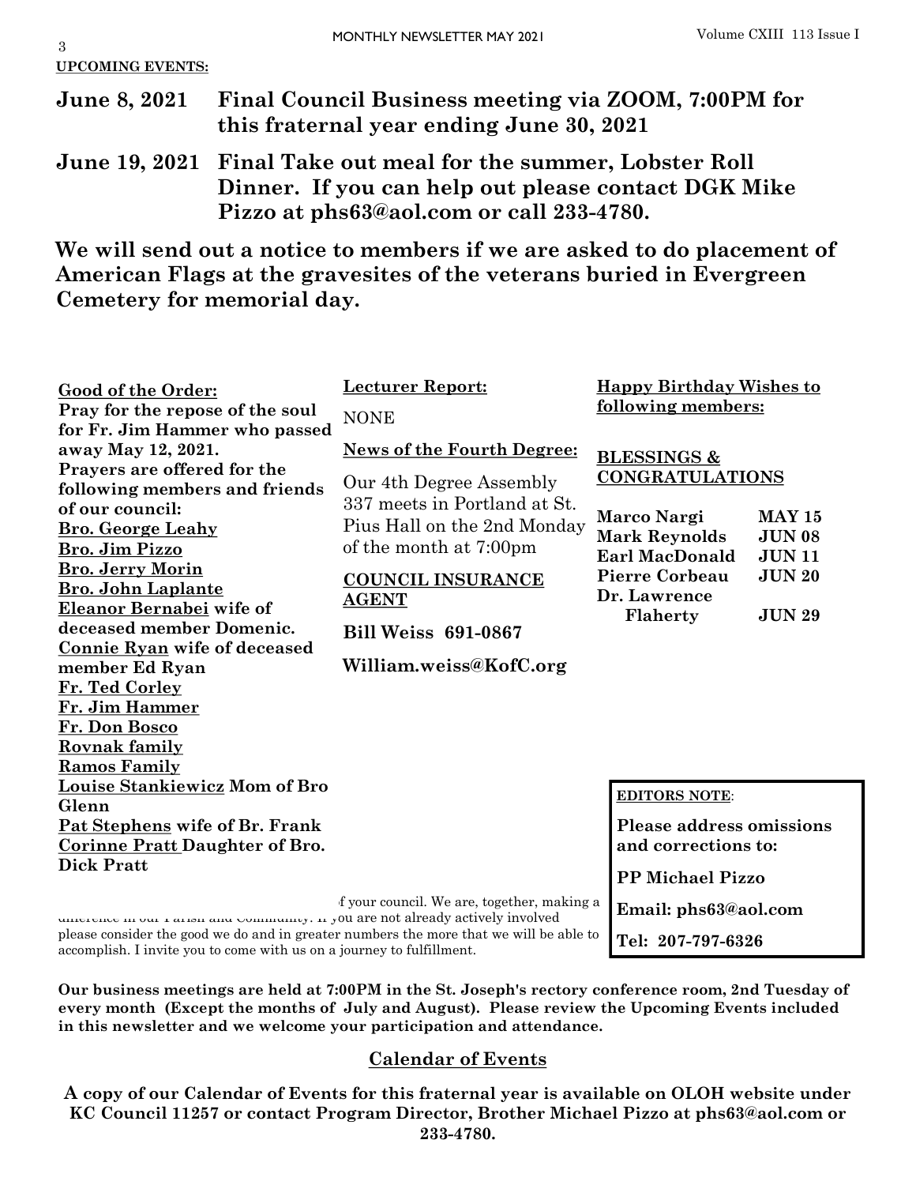**UPCOMING EVENTS:**

**June 8, 2021 Final Council Business meeting via ZOOM, 7:00PM for this fraternal year ending June 30, 2021**

**June 19, 2021 Final Take out meal for the summer, Lobster Roll Dinner. If you can help out please contact DGK Mike Pizzo at phs63@aol.com or call 233-4780.**

**We will send out a notice to members if we are asked to do placement of American Flags at the gravesites of the veterans buried in Evergreen Cemetery for memorial day.**

**Good of the Order:**

**Pray for the repose of the soul for Fr. Jim Hammer who passed away May 12, 2021.**

**Prayers are offered for the following members and friends of our council:**

**Bro. George Leahy**
**Bro. Jim Pizzo**
**Bro. Jerry Morin**
**Bro. John Laplante**
**Eleanor Bernabei wife of deceased member Domenic.**
**Connie Ryan wife of deceased member Ed Ryan**
**Fr. Ted Corley**
**Fr. Jim Hammer**
**Fr. Don Bosco**
**Rovnak family**
**Ramos Family**
**Louise Stankiewicz Mom of Bro Glenn**
**Pat Stephens wife of Br. Frank**
**Corinne Pratt Daughter of Bro. Dick Pratt**

**Lecturer Report:**

NONE

**News of the Fourth Degree:**

Our 4th Degree Assembly 337 meets in Portland at St. Pius Hall on the 2nd Monday of the month at 7:00pm

**COUNCIL INSURANCE AGENT**

**Bill Weiss 691-0867**

**William.weiss@KofC.org**

**Happy Birthday Wishes to following members:**

**BLESSINGS & CONGRATULATIONS**

| | |
|---|---|
| **Marco Nargi** | **MAY 15** |
| **Mark Reynolds** | **JUN 08** |
| **Earl MacDonald** | **JUN 11** |
| **Pierre Corbeau** | **JUN 20** |
| **Dr. Lawrence Flaherty** | **JUN 29** |

f your council. We are, together, making a difference in our Parish and Community. If you are not already actively involved please consider the good we do and in greater numbers the more that we will be able to accomplish. I invite you to come with us on a journey to fulfillment.

**EDITORS NOTE:**

**Please address omissions and corrections to:**

**PP Michael Pizzo**

**Email: phs63@aol.com**

**Tel: 207-797-6326**

**Our business meetings are held at 7:00PM in the St. Joseph's rectory conference room, 2nd Tuesday of every month (Except the months of July and August). Please review the Upcoming Events included in this newsletter and we welcome your participation and attendance.**

## Calendar of Events

**A copy of our Calendar of Events for this fraternal year is available on OLOH website under KC Council 11257 or contact Program Director, Brother Michael Pizzo at phs63@aol.com or 233-4780.**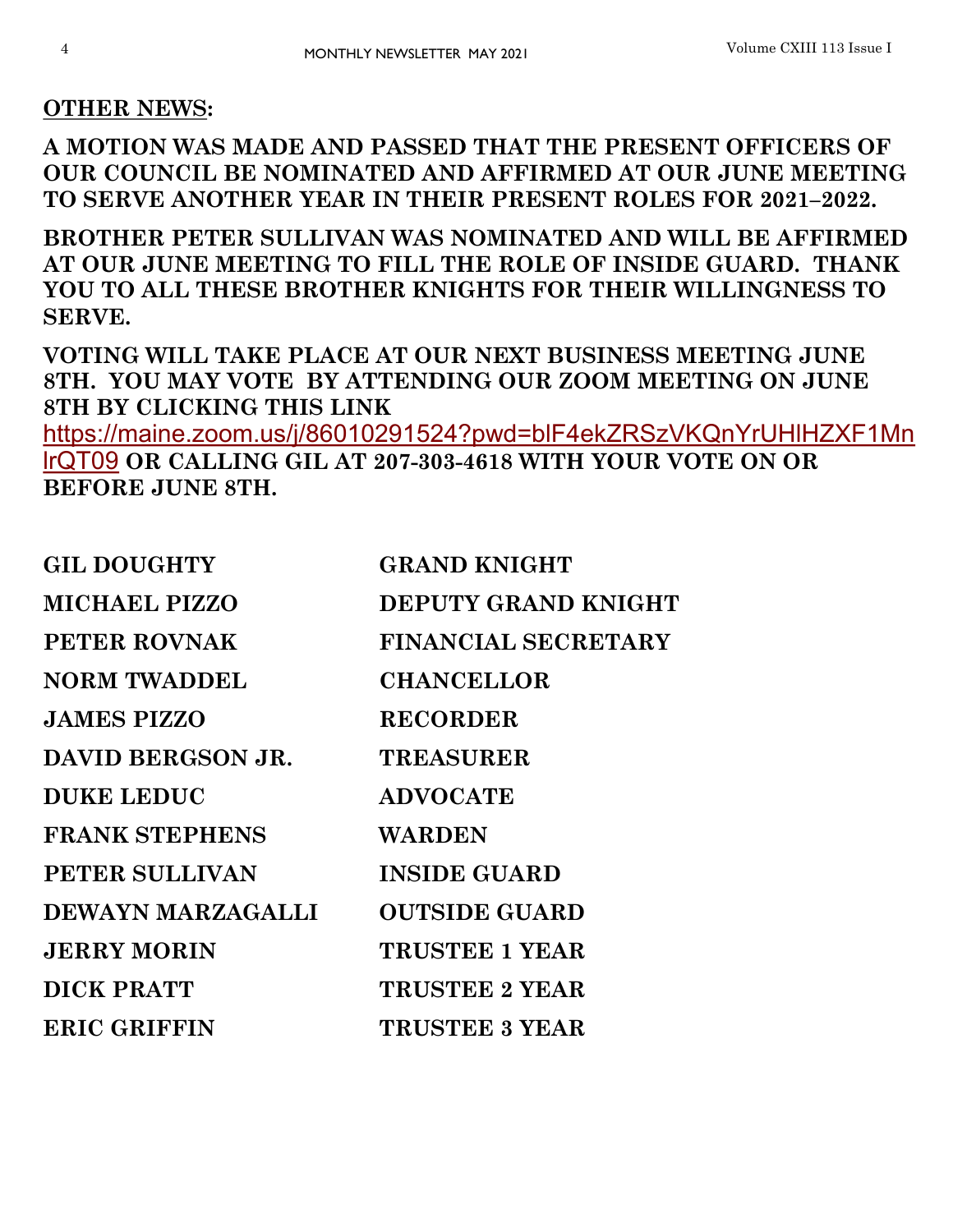**OTHER NEWS:**

**A MOTION WAS MADE AND PASSED THAT THE PRESENT OFFICERS OF OUR COUNCIL BE NOMINATED AND AFFIRMED AT OUR JUNE MEETING TO SERVE ANOTHER YEAR IN THEIR PRESENT ROLES FOR 2021–2022.**

**BROTHER PETER SULLIVAN WAS NOMINATED AND WILL BE AFFIRMED AT OUR JUNE MEETING TO FILL THE ROLE OF INSIDE GUARD. THANK YOU TO ALL THESE BROTHER KNIGHTS FOR THEIR WILLINGNESS TO SERVE.**

**VOTING WILL TAKE PLACE AT OUR NEXT BUSINESS MEETING JUNE 8TH. YOU MAY VOTE BY ATTENDING OUR ZOOM MEETING ON JUNE 8TH BY CLICKING THIS LINK** https://maine.zoom.us/j/86010291524?pwd=blF4ekZRSzVKQnYrUHlHZXF1MnlrQT09 **OR CALLING GIL AT 207-303-4618 WITH YOUR VOTE ON OR BEFORE JUNE 8TH.**

| | |
|---|---|
| **GIL DOUGHTY** | **GRAND KNIGHT** |
| **MICHAEL PIZZO** | **DEPUTY GRAND KNIGHT** |
| **PETER ROVNAK** | **FINANCIAL SECRETARY** |
| **NORM TWADDEL** | **CHANCELLOR** |
| **JAMES PIZZO** | **RECORDER** |
| **DAVID BERGSON JR.** | **TREASURER** |
| **DUKE LEDUC** | **ADVOCATE** |
| **FRANK STEPHENS** | **WARDEN** |
| **PETER SULLIVAN** | **INSIDE GUARD** |
| **DEWAYN MARZAGALLI** | **OUTSIDE GUARD** |
| **JERRY MORIN** | **TRUSTEE 1 YEAR** |
| **DICK PRATT** | **TRUSTEE 2 YEAR** |
| **ERIC GRIFFIN** | **TRUSTEE 3 YEAR** |